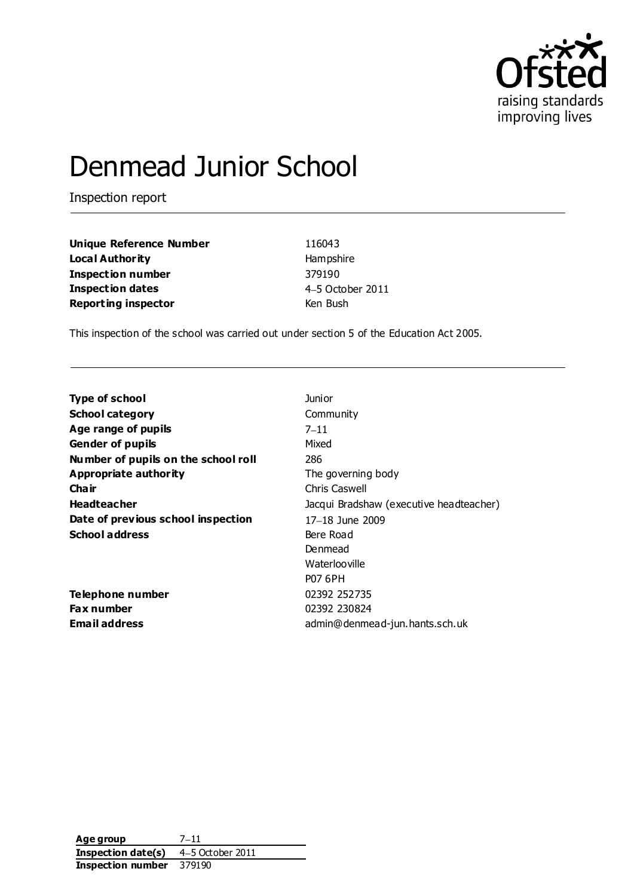# Denmead Junior School

Inspection report

| | |
|---|---|
| **Unique Reference Number** | 116043 |
| **Local Authority** | Hampshire |
| **Inspection number** | 379190 |
| **Inspection dates** | 4–5 October 2011 |
| **Reporting inspector** | Ken Bush |

This inspection of the school was carried out under section 5 of the Education Act 2005.

| | |
|---|---|
| **Type of school** | Junior |
| **School category** | Community |
| **Age range of pupils** | 7–11 |
| **Gender of pupils** | Mixed |
| **Number of pupils on the school roll** | 286 |
| **Appropriate authority** | The governing body |
| **Chair** | Chris Caswell |
| **Headteacher** | Jacqui Bradshaw (executive headteacher) |
| **Date of previous school inspection** | 17–18 June 2009 |
| **School address** | Bere Road<br>Denmead<br>Waterlooville<br>P07 6PH |
| **Telephone number** | 02392 252735 |
| **Fax number** | 02392 230824 |
| **Email address** | admin@denmead-jun.hants.sch.uk |

| | |
|---|---|
| **Age group** | 7–11 |
| **Inspection date(s)** | 4–5 October 2011 |
| **Inspection number** | 379190 |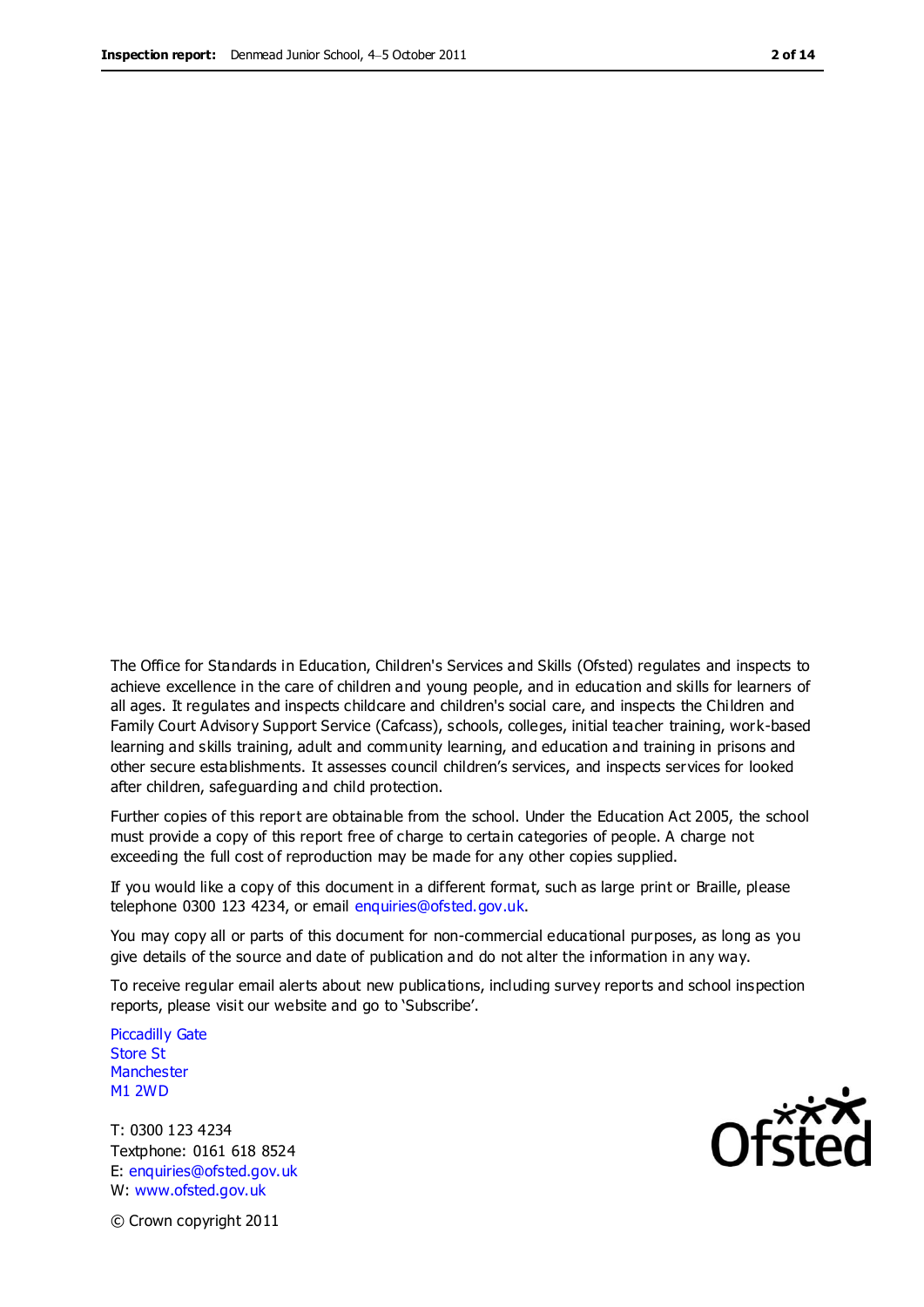The Office for Standards in Education, Children's Services and Skills (Ofsted) regulates and inspects to achieve excellence in the care of children and young people, and in education and skills for learners of all ages. It regulates and inspects childcare and children's social care, and inspects the Children and Family Court Advisory Support Service (Cafcass), schools, colleges, initial teacher training, work-based learning and skills training, adult and community learning, and education and training in prisons and other secure establishments. It assesses council children's services, and inspects services for looked after children, safeguarding and child protection.

Further copies of this report are obtainable from the school. Under the Education Act 2005, the school must provide a copy of this report free of charge to certain categories of people. A charge not exceeding the full cost of reproduction may be made for any other copies supplied.

If you would like a copy of this document in a different format, such as large print or Braille, please telephone 0300 123 4234, or email enquiries@ofsted.gov.uk.

You may copy all or parts of this document for non-commercial educational purposes, as long as you give details of the source and date of publication and do not alter the information in any way.

To receive regular email alerts about new publications, including survey reports and school inspection reports, please visit our website and go to 'Subscribe'.

Piccadilly Gate
Store St
Manchester
M1 2WD

T: 0300 123 4234
Textphone: 0161 618 8524
E: enquiries@ofsted.gov.uk
W: www.ofsted.gov.uk

© Crown copyright 2011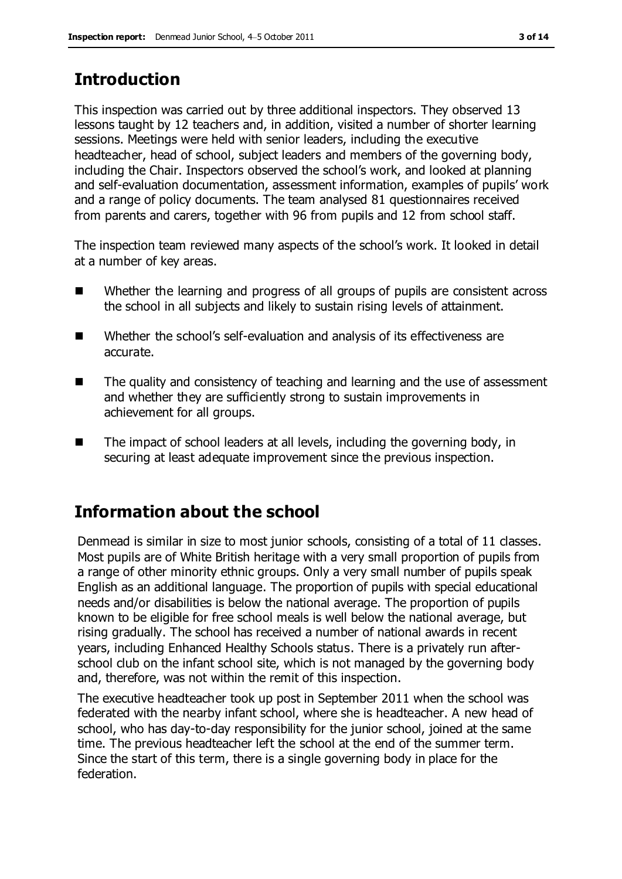## Introduction

This inspection was carried out by three additional inspectors. They observed 13 lessons taught by 12 teachers and, in addition, visited a number of shorter learning sessions. Meetings were held with senior leaders, including the executive headteacher, head of school, subject leaders and members of the governing body, including the Chair. Inspectors observed the school's work, and looked at planning and self-evaluation documentation, assessment information, examples of pupils' work and a range of policy documents. The team analysed 81 questionnaires received from parents and carers, together with 96 from pupils and 12 from school staff.

The inspection team reviewed many aspects of the school's work. It looked in detail at a number of key areas.

- Whether the learning and progress of all groups of pupils are consistent across the school in all subjects and likely to sustain rising levels of attainment.
- Whether the school's self-evaluation and analysis of its effectiveness are accurate.
- The quality and consistency of teaching and learning and the use of assessment and whether they are sufficiently strong to sustain improvements in achievement for all groups.
- The impact of school leaders at all levels, including the governing body, in securing at least adequate improvement since the previous inspection.

## Information about the school

Denmead is similar in size to most junior schools, consisting of a total of 11 classes. Most pupils are of White British heritage with a very small proportion of pupils from a range of other minority ethnic groups. Only a very small number of pupils speak English as an additional language. The proportion of pupils with special educational needs and/or disabilities is below the national average. The proportion of pupils known to be eligible for free school meals is well below the national average, but rising gradually. The school has received a number of national awards in recent years, including Enhanced Healthy Schools status. There is a privately run after-school club on the infant school site, which is not managed by the governing body and, therefore, was not within the remit of this inspection.

The executive headteacher took up post in September 2011 when the school was federated with the nearby infant school, where she is headteacher. A new head of school, who has day-to-day responsibility for the junior school, joined at the same time. The previous headteacher left the school at the end of the summer term. Since the start of this term, there is a single governing body in place for the federation.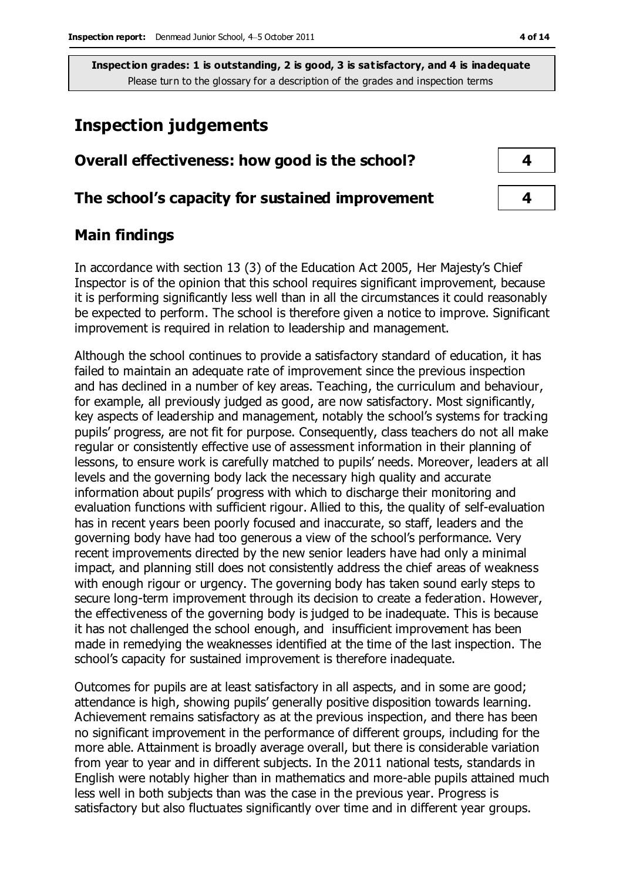**Inspection grades: 1 is outstanding, 2 is good, 3 is satisfactory, and 4 is inadequate**
Please turn to the glossary for a description of the grades and inspection terms

# Inspection judgements

| | |
|---|---|
| **Overall effectiveness: how good is the school?** | **4** |
| **The school's capacity for sustained improvement** | **4** |

## Main findings

In accordance with section 13 (3) of the Education Act 2005, Her Majesty's Chief Inspector is of the opinion that this school requires significant improvement, because it is performing significantly less well than in all the circumstances it could reasonably be expected to perform. The school is therefore given a notice to improve. Significant improvement is required in relation to leadership and management.

Although the school continues to provide a satisfactory standard of education, it has failed to maintain an adequate rate of improvement since the previous inspection and has declined in a number of key areas. Teaching, the curriculum and behaviour, for example, all previously judged as good, are now satisfactory. Most significantly, key aspects of leadership and management, notably the school's systems for tracking pupils' progress, are not fit for purpose. Consequently, class teachers do not all make regular or consistently effective use of assessment information in their planning of lessons, to ensure work is carefully matched to pupils' needs. Moreover, leaders at all levels and the governing body lack the necessary high quality and accurate information about pupils' progress with which to discharge their monitoring and evaluation functions with sufficient rigour. Allied to this, the quality of self-evaluation has in recent years been poorly focused and inaccurate, so staff, leaders and the governing body have had too generous a view of the school's performance. Very recent improvements directed by the new senior leaders have had only a minimal impact, and planning still does not consistently address the chief areas of weakness with enough rigour or urgency. The governing body has taken sound early steps to secure long-term improvement through its decision to create a federation. However, the effectiveness of the governing body is judged to be inadequate. This is because it has not challenged the school enough, and insufficient improvement has been made in remedying the weaknesses identified at the time of the last inspection. The school's capacity for sustained improvement is therefore inadequate.

Outcomes for pupils are at least satisfactory in all aspects, and in some are good; attendance is high, showing pupils' generally positive disposition towards learning. Achievement remains satisfactory as at the previous inspection, and there has been no significant improvement in the performance of different groups, including for the more able. Attainment is broadly average overall, but there is considerable variation from year to year and in different subjects. In the 2011 national tests, standards in English were notably higher than in mathematics and more-able pupils attained much less well in both subjects than was the case in the previous year. Progress is satisfactory but also fluctuates significantly over time and in different year groups.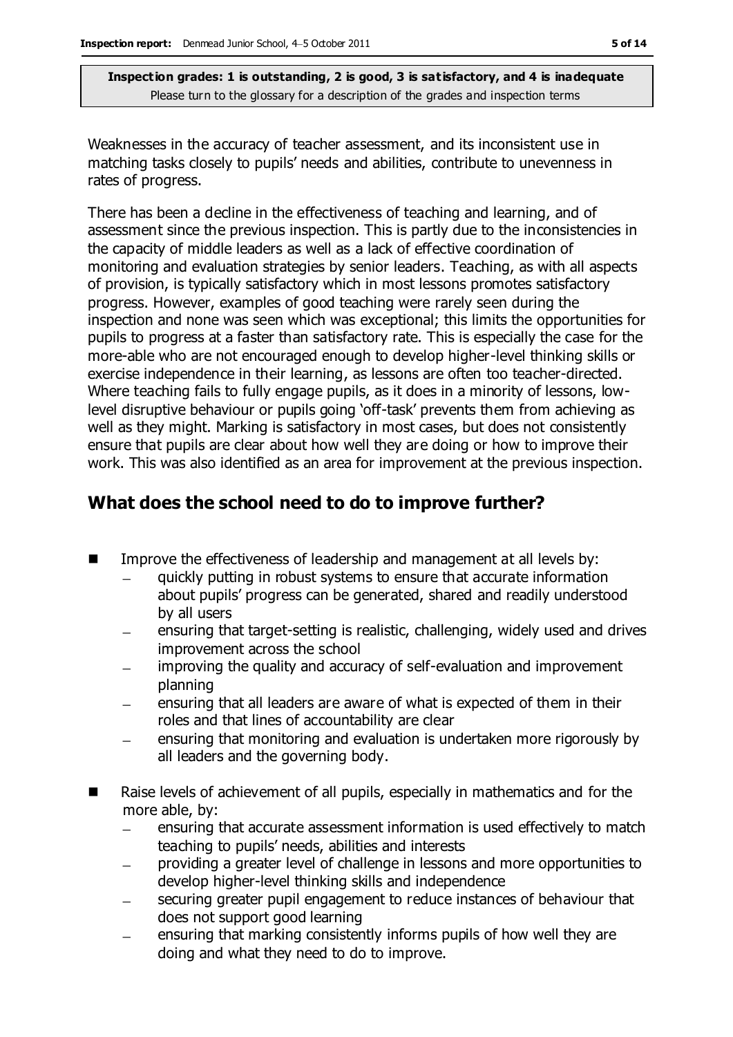**Inspection grades: 1 is outstanding, 2 is good, 3 is satisfactory, and 4 is inadequate**
Please turn to the glossary for a description of the grades and inspection terms

Weaknesses in the accuracy of teacher assessment, and its inconsistent use in matching tasks closely to pupils' needs and abilities, contribute to unevenness in rates of progress.

There has been a decline in the effectiveness of teaching and learning, and of assessment since the previous inspection. This is partly due to the inconsistencies in the capacity of middle leaders as well as a lack of effective coordination of monitoring and evaluation strategies by senior leaders. Teaching, as with all aspects of provision, is typically satisfactory which in most lessons promotes satisfactory progress. However, examples of good teaching were rarely seen during the inspection and none was seen which was exceptional; this limits the opportunities for pupils to progress at a faster than satisfactory rate. This is especially the case for the more-able who are not encouraged enough to develop higher-level thinking skills or exercise independence in their learning, as lessons are often too teacher-directed. Where teaching fails to fully engage pupils, as it does in a minority of lessons, low-level disruptive behaviour or pupils going 'off-task' prevents them from achieving as well as they might. Marking is satisfactory in most cases, but does not consistently ensure that pupils are clear about how well they are doing or how to improve their work. This was also identified as an area for improvement at the previous inspection.

## What does the school need to do to improve further?

- Improve the effectiveness of leadership and management at all levels by:
  - quickly putting in robust systems to ensure that accurate information about pupils' progress can be generated, shared and readily understood by all users
  - ensuring that target-setting is realistic, challenging, widely used and drives improvement across the school
  - improving the quality and accuracy of self-evaluation and improvement planning
  - ensuring that all leaders are aware of what is expected of them in their roles and that lines of accountability are clear
  - ensuring that monitoring and evaluation is undertaken more rigorously by all leaders and the governing body.
- Raise levels of achievement of all pupils, especially in mathematics and for the more able, by:
  - ensuring that accurate assessment information is used effectively to match teaching to pupils' needs, abilities and interests
  - providing a greater level of challenge in lessons and more opportunities to develop higher-level thinking skills and independence
  - securing greater pupil engagement to reduce instances of behaviour that does not support good learning
  - ensuring that marking consistently informs pupils of how well they are doing and what they need to do to improve.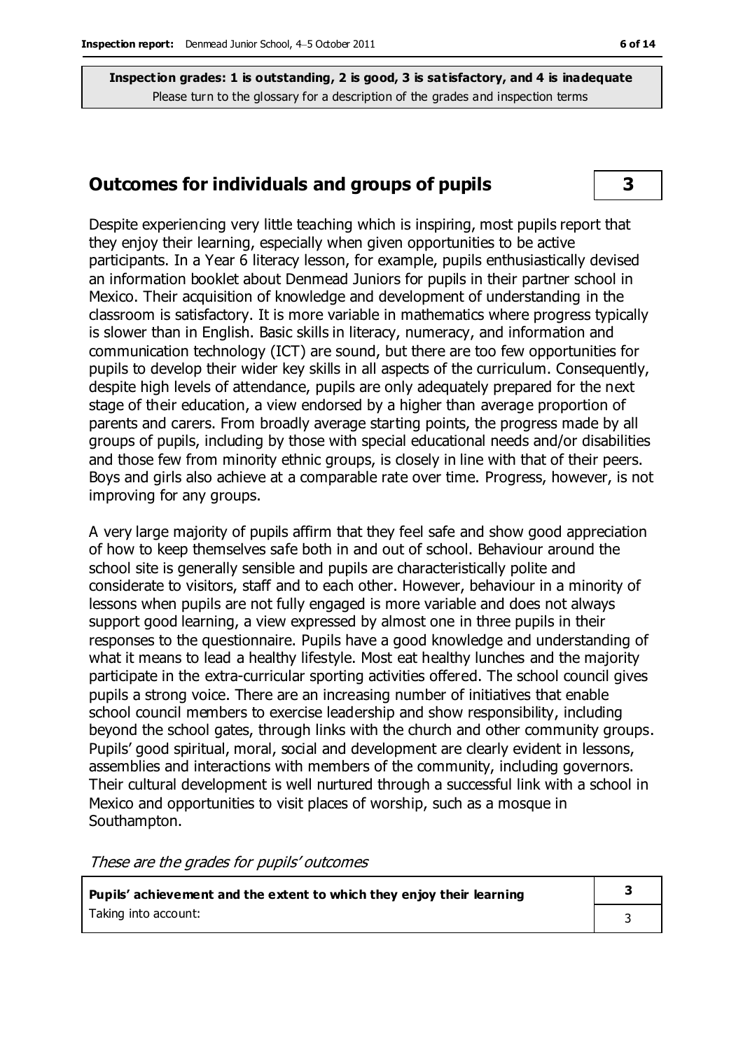**Inspection grades: 1 is outstanding, 2 is good, 3 is satisfactory, and 4 is inadequate**
Please turn to the glossary for a description of the grades and inspection terms

## Outcomes for individuals and groups of pupils — 3

Despite experiencing very little teaching which is inspiring, most pupils report that they enjoy their learning, especially when given opportunities to be active participants. In a Year 6 literacy lesson, for example, pupils enthusiastically devised an information booklet about Denmead Juniors for pupils in their partner school in Mexico. Their acquisition of knowledge and development of understanding in the classroom is satisfactory. It is more variable in mathematics where progress typically is slower than in English. Basic skills in literacy, numeracy, and information and communication technology (ICT) are sound, but there are too few opportunities for pupils to develop their wider key skills in all aspects of the curriculum. Consequently, despite high levels of attendance, pupils are only adequately prepared for the next stage of their education, a view endorsed by a higher than average proportion of parents and carers. From broadly average starting points, the progress made by all groups of pupils, including by those with special educational needs and/or disabilities and those few from minority ethnic groups, is closely in line with that of their peers. Boys and girls also achieve at a comparable rate over time. Progress, however, is not improving for any groups.

A very large majority of pupils affirm that they feel safe and show good appreciation of how to keep themselves safe both in and out of school. Behaviour around the school site is generally sensible and pupils are characteristically polite and considerate to visitors, staff and to each other. However, behaviour in a minority of lessons when pupils are not fully engaged is more variable and does not always support good learning, a view expressed by almost one in three pupils in their responses to the questionnaire. Pupils have a good knowledge and understanding of what it means to lead a healthy lifestyle. Most eat healthy lunches and the majority participate in the extra-curricular sporting activities offered. The school council gives pupils a strong voice. There are an increasing number of initiatives that enable school council members to exercise leadership and show responsibility, including beyond the school gates, through links with the church and other community groups. Pupils' good spiritual, moral, social and development are clearly evident in lessons, assemblies and interactions with members of the community, including governors. Their cultural development is well nurtured through a successful link with a school in Mexico and opportunities to visit places of worship, such as a mosque in Southampton.

*These are the grades for pupils' outcomes*

| | |
|---|---|
| **Pupils' achievement and the extent to which they enjoy their learning** | **3** |
| Taking into account: | 3 |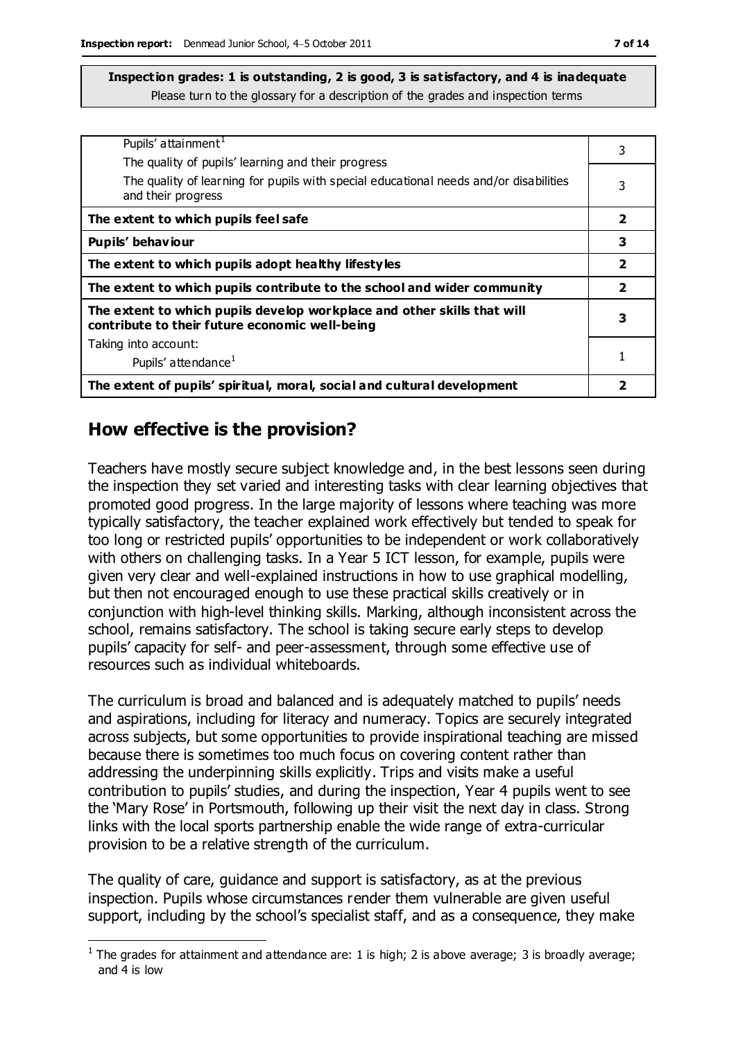**Inspection grades: 1 is outstanding, 2 is good, 3 is satisfactory, and 4 is inadequate**
Please turn to the glossary for a description of the grades and inspection terms

| | |
|---|---|
| Pupils' attainment[1]<br>The quality of pupils' learning and their progress | 3 |
| The quality of learning for pupils with special educational needs and/or disabilities and their progress | 3 |
| **The extent to which pupils feel safe** | **2** |
| **Pupils' behaviour** | **3** |
| **The extent to which pupils adopt healthy lifestyles** | **2** |
| **The extent to which pupils contribute to the school and wider community** | **2** |
| **The extent to which pupils develop workplace and other skills that will contribute to their future economic well-being** | **3** |
| Taking into account:<br>Pupils' attendance[1] | 1 |
| **The extent of pupils' spiritual, moral, social and cultural development** | **2** |

## How effective is the provision?

Teachers have mostly secure subject knowledge and, in the best lessons seen during the inspection they set varied and interesting tasks with clear learning objectives that promoted good progress. In the large majority of lessons where teaching was more typically satisfactory, the teacher explained work effectively but tended to speak for too long or restricted pupils' opportunities to be independent or work collaboratively with others on challenging tasks. In a Year 5 ICT lesson, for example, pupils were given very clear and well-explained instructions in how to use graphical modelling, but then not encouraged enough to use these practical skills creatively or in conjunction with high-level thinking skills. Marking, although inconsistent across the school, remains satisfactory. The school is taking secure early steps to develop pupils' capacity for self- and peer-assessment, through some effective use of resources such as individual whiteboards.

The curriculum is broad and balanced and is adequately matched to pupils' needs and aspirations, including for literacy and numeracy. Topics are securely integrated across subjects, but some opportunities to provide inspirational teaching are missed because there is sometimes too much focus on covering content rather than addressing the underpinning skills explicitly. Trips and visits make a useful contribution to pupils' studies, and during the inspection, Year 4 pupils went to see the 'Mary Rose' in Portsmouth, following up their visit the next day in class. Strong links with the local sports partnership enable the wide range of extra-curricular provision to be a relative strength of the curriculum.

The quality of care, guidance and support is satisfactory, as at the previous inspection. Pupils whose circumstances render them vulnerable are given useful support, including by the school's specialist staff, and as a consequence, they make

[1] The grades for attainment and attendance are: 1 is high; 2 is above average; 3 is broadly average; and 4 is low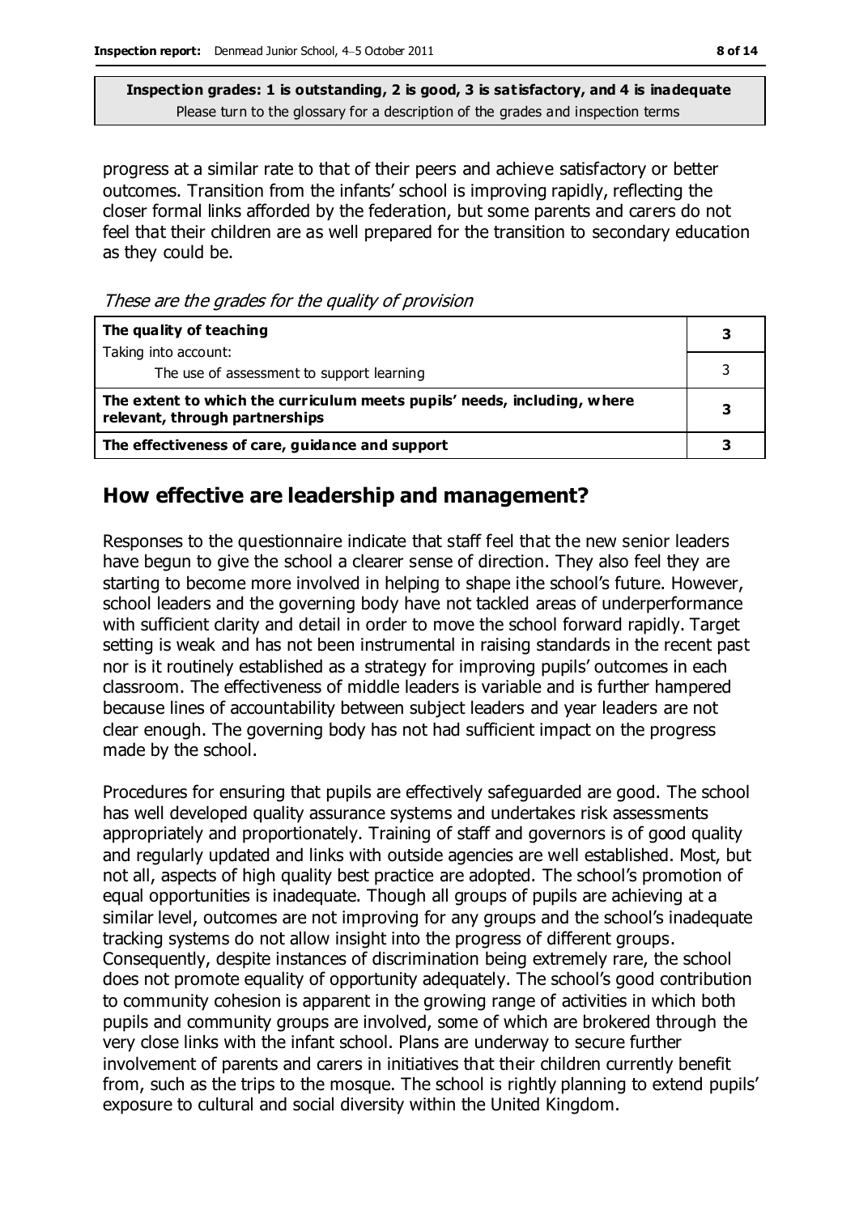**Inspection grades: 1 is outstanding, 2 is good, 3 is satisfactory, and 4 is inadequate**
Please turn to the glossary for a description of the grades and inspection terms

progress at a similar rate to that of their peers and achieve satisfactory or better outcomes. Transition from the infants' school is improving rapidly, reflecting the closer formal links afforded by the federation, but some parents and carers do not feel that their children are as well prepared for the transition to secondary education as they could be.

*These are the grades for the quality of provision*

| | |
|---|---|
| **The quality of teaching** | **3** |
| Taking into account: The use of assessment to support learning | 3 |
| **The extent to which the curriculum meets pupils' needs, including, where relevant, through partnerships** | **3** |
| **The effectiveness of care, guidance and support** | **3** |

## How effective are leadership and management?

Responses to the questionnaire indicate that staff feel that the new senior leaders have begun to give the school a clearer sense of direction. They also feel they are starting to become more involved in helping to shape ithe school's future. However, school leaders and the governing body have not tackled areas of underperformance with sufficient clarity and detail in order to move the school forward rapidly. Target setting is weak and has not been instrumental in raising standards in the recent past nor is it routinely established as a strategy for improving pupils' outcomes in each classroom. The effectiveness of middle leaders is variable and is further hampered because lines of accountability between subject leaders and year leaders are not clear enough. The governing body has not had sufficient impact on the progress made by the school.

Procedures for ensuring that pupils are effectively safeguarded are good. The school has well developed quality assurance systems and undertakes risk assessments appropriately and proportionately. Training of staff and governors is of good quality and regularly updated and links with outside agencies are well established. Most, but not all, aspects of high quality best practice are adopted. The school's promotion of equal opportunities is inadequate. Though all groups of pupils are achieving at a similar level, outcomes are not improving for any groups and the school's inadequate tracking systems do not allow insight into the progress of different groups. Consequently, despite instances of discrimination being extremely rare, the school does not promote equality of opportunity adequately. The school's good contribution to community cohesion is apparent in the growing range of activities in which both pupils and community groups are involved, some of which are brokered through the very close links with the infant school. Plans are underway to secure further involvement of parents and carers in initiatives that their children currently benefit from, such as the trips to the mosque. The school is rightly planning to extend pupils' exposure to cultural and social diversity within the United Kingdom.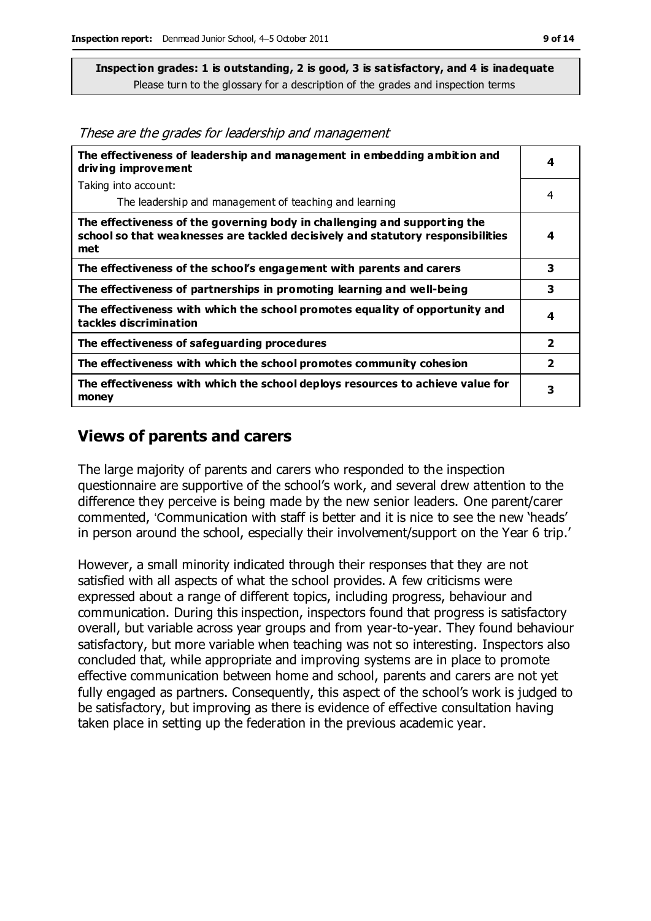**Inspection grades: 1 is outstanding, 2 is good, 3 is satisfactory, and 4 is inadequate**
Please turn to the glossary for a description of the grades and inspection terms

*These are the grades for leadership and management*

| | |
|---|---|
| **The effectiveness of leadership and management in embedding ambition and driving improvement** | **4** |
| Taking into account: The leadership and management of teaching and learning | 4 |
| **The effectiveness of the governing body in challenging and supporting the school so that weaknesses are tackled decisively and statutory responsibilities met** | **4** |
| **The effectiveness of the school's engagement with parents and carers** | **3** |
| **The effectiveness of partnerships in promoting learning and well-being** | **3** |
| **The effectiveness with which the school promotes equality of opportunity and tackles discrimination** | **4** |
| **The effectiveness of safeguarding procedures** | **2** |
| **The effectiveness with which the school promotes community cohesion** | **2** |
| **The effectiveness with which the school deploys resources to achieve value for money** | **3** |

## Views of parents and carers

The large majority of parents and carers who responded to the inspection questionnaire are supportive of the school's work, and several drew attention to the difference they perceive is being made by the new senior leaders. One parent/carer commented, 'Communication with staff is better and it is nice to see the new 'heads' in person around the school, especially their involvement/support on the Year 6 trip.'

However, a small minority indicated through their responses that they are not satisfied with all aspects of what the school provides. A few criticisms were expressed about a range of different topics, including progress, behaviour and communication. During this inspection, inspectors found that progress is satisfactory overall, but variable across year groups and from year-to-year. They found behaviour satisfactory, but more variable when teaching was not so interesting. Inspectors also concluded that, while appropriate and improving systems are in place to promote effective communication between home and school, parents and carers are not yet fully engaged as partners. Consequently, this aspect of the school's work is judged to be satisfactory, but improving as there is evidence of effective consultation having taken place in setting up the federation in the previous academic year.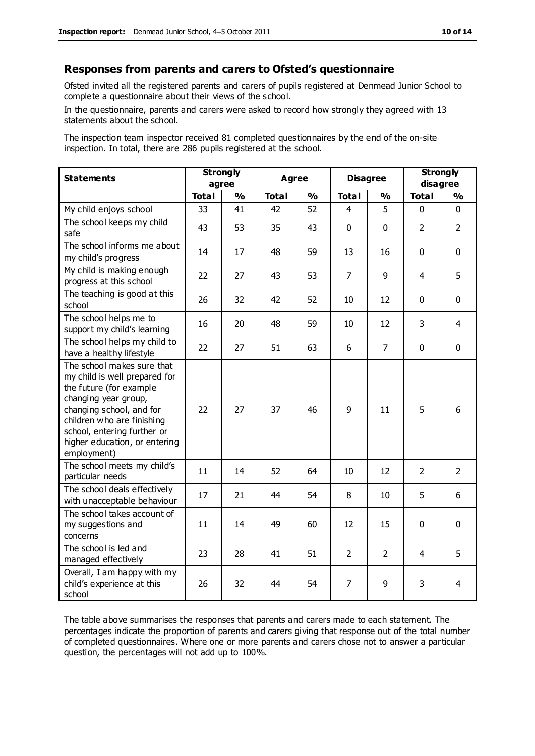## Responses from parents and carers to Ofsted's questionnaire

Ofsted invited all the registered parents and carers of pupils registered at Denmead Junior School to complete a questionnaire about their views of the school.

In the questionnaire, parents and carers were asked to record how strongly they agreed with 13 statements about the school.

The inspection team inspector received 81 completed questionnaires by the end of the on-site inspection. In total, there are 286 pupils registered at the school.

| Statements | Strongly agree | | Agree | | Disagree | | Strongly disagree | |
|---|---|---|---|---|---|---|---|---|
| | Total | % | Total | % | Total | % | Total | % |
| My child enjoys school | 33 | 41 | 42 | 52 | 4 | 5 | 0 | 0 |
| The school keeps my child safe | 43 | 53 | 35 | 43 | 0 | 0 | 2 | 2 |
| The school informs me about my child's progress | 14 | 17 | 48 | 59 | 13 | 16 | 0 | 0 |
| My child is making enough progress at this school | 22 | 27 | 43 | 53 | 7 | 9 | 4 | 5 |
| The teaching is good at this school | 26 | 32 | 42 | 52 | 10 | 12 | 0 | 0 |
| The school helps me to support my child's learning | 16 | 20 | 48 | 59 | 10 | 12 | 3 | 4 |
| The school helps my child to have a healthy lifestyle | 22 | 27 | 51 | 63 | 6 | 7 | 0 | 0 |
| The school makes sure that my child is well prepared for the future (for example changing year group, changing school, and for children who are finishing school, entering further or higher education, or entering employment) | 22 | 27 | 37 | 46 | 9 | 11 | 5 | 6 |
| The school meets my child's particular needs | 11 | 14 | 52 | 64 | 10 | 12 | 2 | 2 |
| The school deals effectively with unacceptable behaviour | 17 | 21 | 44 | 54 | 8 | 10 | 5 | 6 |
| The school takes account of my suggestions and concerns | 11 | 14 | 49 | 60 | 12 | 15 | 0 | 0 |
| The school is led and managed effectively | 23 | 28 | 41 | 51 | 2 | 2 | 4 | 5 |
| Overall, I am happy with my child's experience at this school | 26 | 32 | 44 | 54 | 7 | 9 | 3 | 4 |

The table above summarises the responses that parents and carers made to each statement. The percentages indicate the proportion of parents and carers giving that response out of the total number of completed questionnaires. Where one or more parents and carers chose not to answer a particular question, the percentages will not add up to 100%.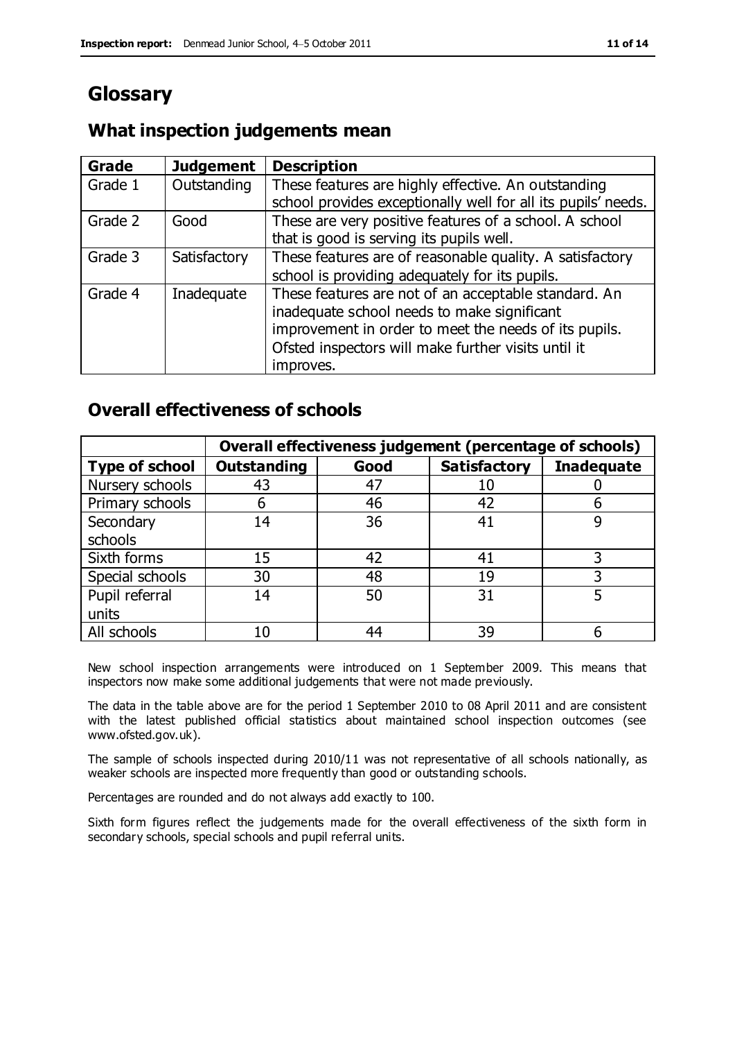# Glossary

## What inspection judgements mean

| Grade | Judgement | Description |
|---|---|---|
| Grade 1 | Outstanding | These features are highly effective. An outstanding school provides exceptionally well for all its pupils' needs. |
| Grade 2 | Good | These are very positive features of a school. A school that is good is serving its pupils well. |
| Grade 3 | Satisfactory | These features are of reasonable quality. A satisfactory school is providing adequately for its pupils. |
| Grade 4 | Inadequate | These features are not of an acceptable standard. An inadequate school needs to make significant improvement in order to meet the needs of its pupils. Ofsted inspectors will make further visits until it improves. |

## Overall effectiveness of schools

| | Overall effectiveness judgement (percentage of schools) | | | |
|---|---|---|---|---|
| **Type of school** | **Outstanding** | **Good** | **Satisfactory** | **Inadequate** |
| Nursery schools | 43 | 47 | 10 | 0 |
| Primary schools | 6 | 46 | 42 | 6 |
| Secondary schools | 14 | 36 | 41 | 9 |
| Sixth forms | 15 | 42 | 41 | 3 |
| Special schools | 30 | 48 | 19 | 3 |
| Pupil referral units | 14 | 50 | 31 | 5 |
| All schools | 10 | 44 | 39 | 6 |

New school inspection arrangements were introduced on 1 September 2009. This means that inspectors now make some additional judgements that were not made previously.

The data in the table above are for the period 1 September 2010 to 08 April 2011 and are consistent with the latest published official statistics about maintained school inspection outcomes (see www.ofsted.gov.uk).

The sample of schools inspected during 2010/11 was not representative of all schools nationally, as weaker schools are inspected more frequently than good or outstanding schools.

Percentages are rounded and do not always add exactly to 100.

Sixth form figures reflect the judgements made for the overall effectiveness of the sixth form in secondary schools, special schools and pupil referral units.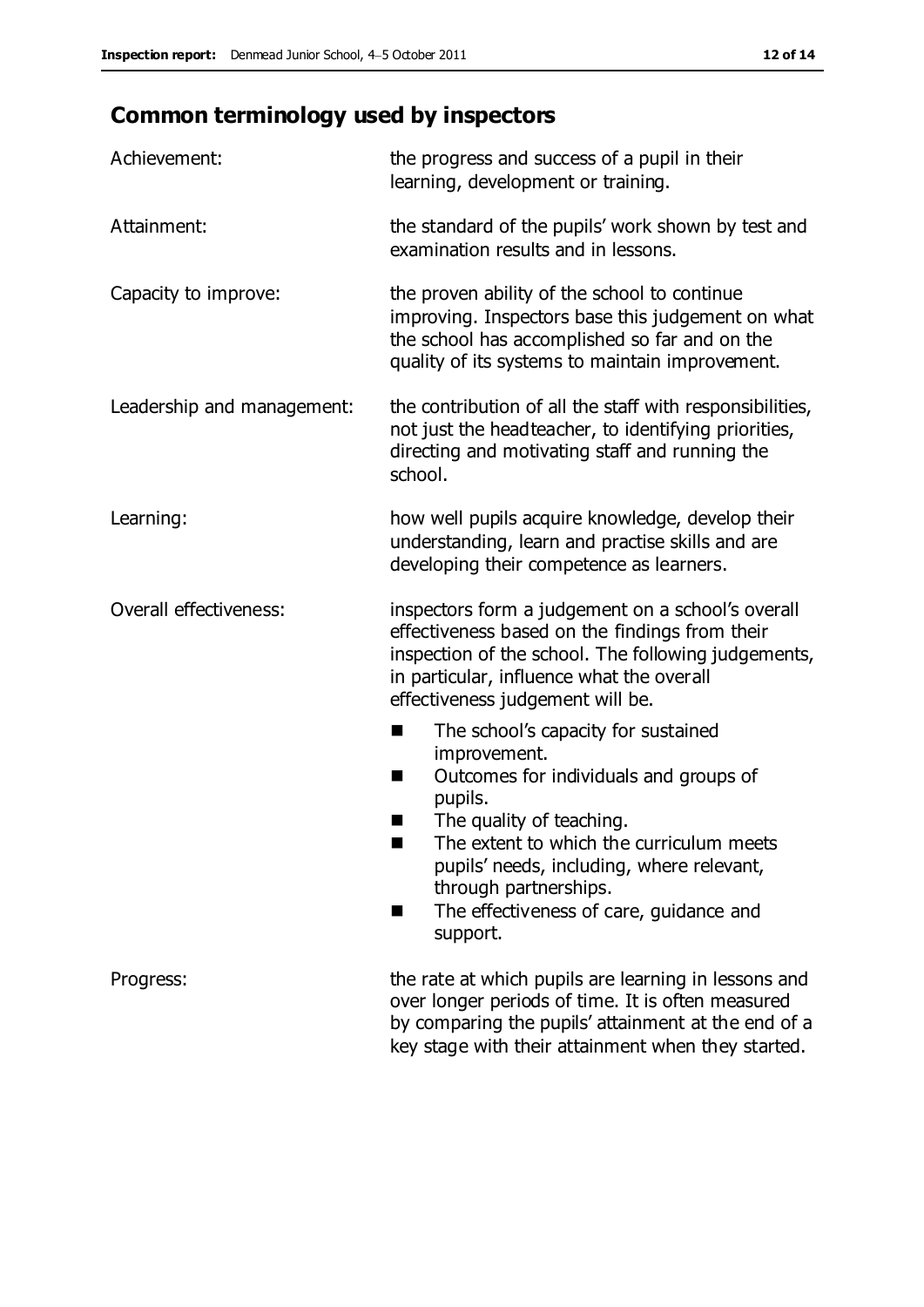## Common terminology used by inspectors

| | |
|---|---|
| Achievement: | the progress and success of a pupil in their learning, development or training. |
| Attainment: | the standard of the pupils' work shown by test and examination results and in lessons. |
| Capacity to improve: | the proven ability of the school to continue improving. Inspectors base this judgement on what the school has accomplished so far and on the quality of its systems to maintain improvement. |
| Leadership and management: | the contribution of all the staff with responsibilities, not just the headteacher, to identifying priorities, directing and motivating staff and running the school. |
| Learning: | how well pupils acquire knowledge, develop their understanding, learn and practise skills and are developing their competence as learners. |
| Overall effectiveness: | inspectors form a judgement on a school's overall effectiveness based on the findings from their inspection of the school. The following judgements, in particular, influence what the overall effectiveness judgement will be. <br> ■ The school's capacity for sustained improvement. <br> ■ Outcomes for individuals and groups of pupils. <br> ■ The quality of teaching. <br> ■ The extent to which the curriculum meets pupils' needs, including, where relevant, through partnerships. <br> ■ The effectiveness of care, guidance and support. |
| Progress: | the rate at which pupils are learning in lessons and over longer periods of time. It is often measured by comparing the pupils' attainment at the end of a key stage with their attainment when they started. |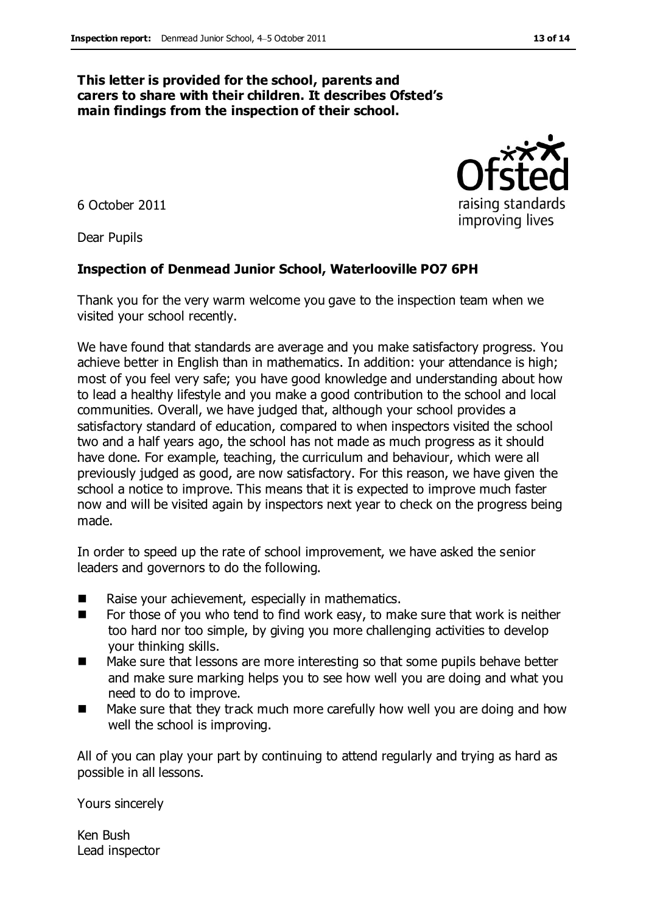**This letter is provided for the school, parents and carers to share with their children. It describes Ofsted's main findings from the inspection of their school.**

6 October 2011

Dear Pupils

**Inspection of Denmead Junior School, Waterlooville PO7 6PH**

Thank you for the very warm welcome you gave to the inspection team when we visited your school recently.

We have found that standards are average and you make satisfactory progress. You achieve better in English than in mathematics. In addition: your attendance is high; most of you feel very safe; you have good knowledge and understanding about how to lead a healthy lifestyle and you make a good contribution to the school and local communities. Overall, we have judged that, although your school provides a satisfactory standard of education, compared to when inspectors visited the school two and a half years ago, the school has not made as much progress as it should have done. For example, teaching, the curriculum and behaviour, which were all previously judged as good, are now satisfactory. For this reason, we have given the school a notice to improve. This means that it is expected to improve much faster now and will be visited again by inspectors next year to check on the progress being made.

In order to speed up the rate of school improvement, we have asked the senior leaders and governors to do the following.

- Raise your achievement, especially in mathematics.
- For those of you who tend to find work easy, to make sure that work is neither too hard nor too simple, by giving you more challenging activities to develop your thinking skills.
- Make sure that lessons are more interesting so that some pupils behave better and make sure marking helps you to see how well you are doing and what you need to do to improve.
- Make sure that they track much more carefully how well you are doing and how well the school is improving.

All of you can play your part by continuing to attend regularly and trying as hard as possible in all lessons.

Yours sincerely

Ken Bush
Lead inspector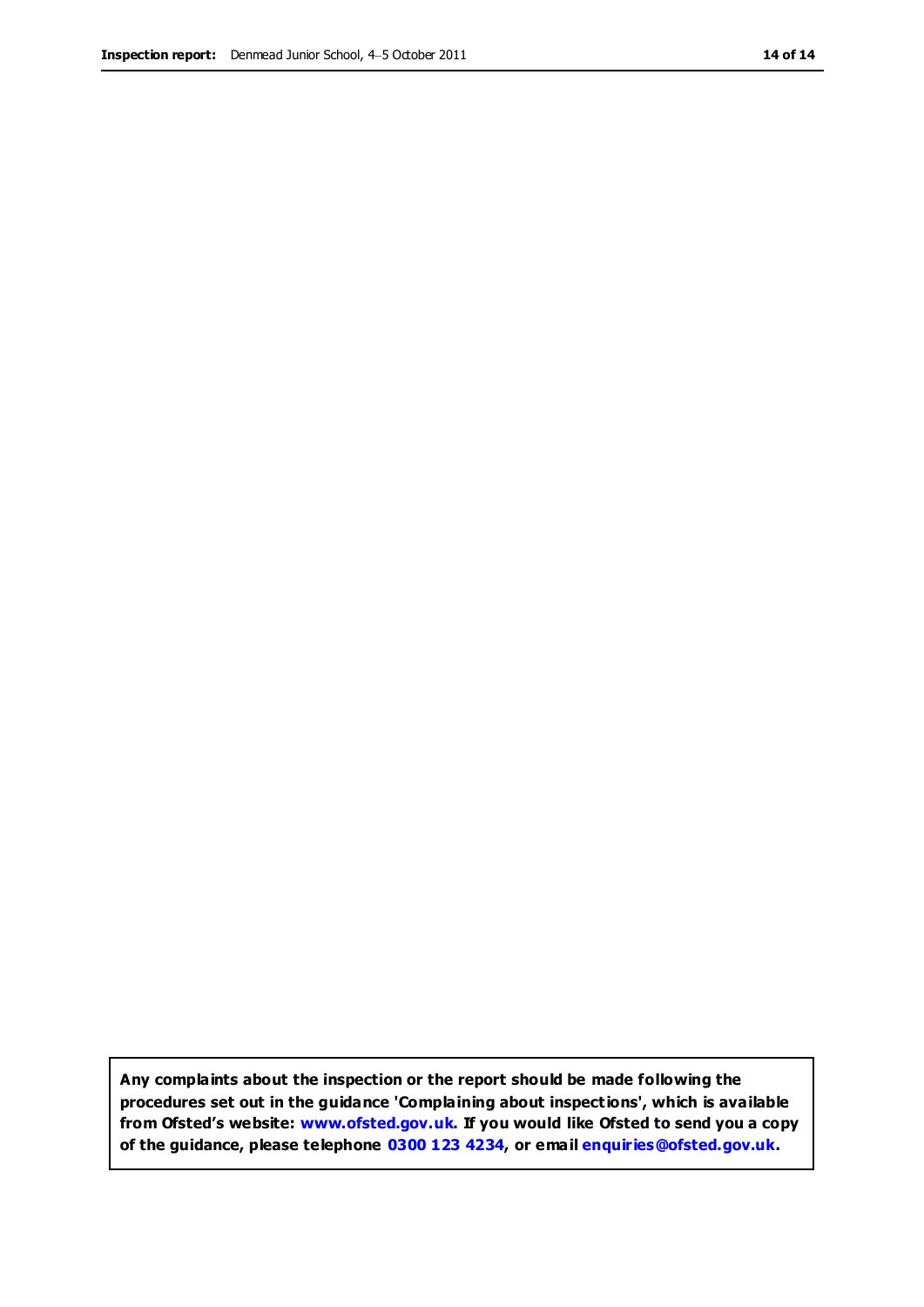**Any complaints about the inspection or the report should be made following the procedures set out in the guidance 'Complaining about inspections', which is available from Ofsted's website: www.ofsted.gov.uk. If you would like Ofsted to send you a copy of the guidance, please telephone 0300 123 4234, or email enquiries@ofsted.gov.uk.**